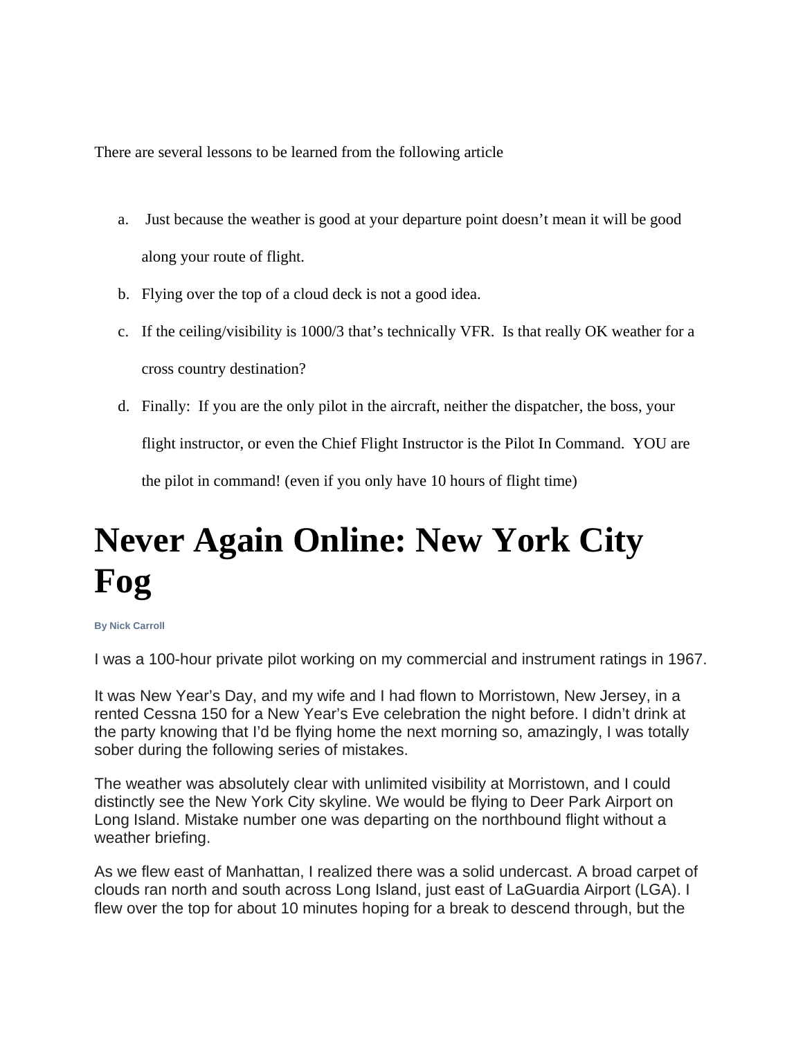There are several lessons to be learned from the following article

a. Just because the weather is good at your departure point doesn't mean it will be good along your route of flight.
b. Flying over the top of a cloud deck is not a good idea.
c. If the ceiling/visibility is 1000/3 that's technically VFR. Is that really OK weather for a cross country destination?
d. Finally: If you are the only pilot in the aircraft, neither the dispatcher, the boss, your flight instructor, or even the Chief Flight Instructor is the Pilot In Command. YOU are the pilot in command! (even if you only have 10 hours of flight time)

# Never Again Online: New York City Fog

**By Nick Carroll**

I was a 100-hour private pilot working on my commercial and instrument ratings in 1967.

It was New Year's Day, and my wife and I had flown to Morristown, New Jersey, in a rented Cessna 150 for a New Year's Eve celebration the night before. I didn't drink at the party knowing that I'd be flying home the next morning so, amazingly, I was totally sober during the following series of mistakes.

The weather was absolutely clear with unlimited visibility at Morristown, and I could distinctly see the New York City skyline. We would be flying to Deer Park Airport on Long Island. Mistake number one was departing on the northbound flight without a weather briefing.

As we flew east of Manhattan, I realized there was a solid undercast. A broad carpet of clouds ran north and south across Long Island, just east of LaGuardia Airport (LGA). I flew over the top for about 10 minutes hoping for a break to descend through, but the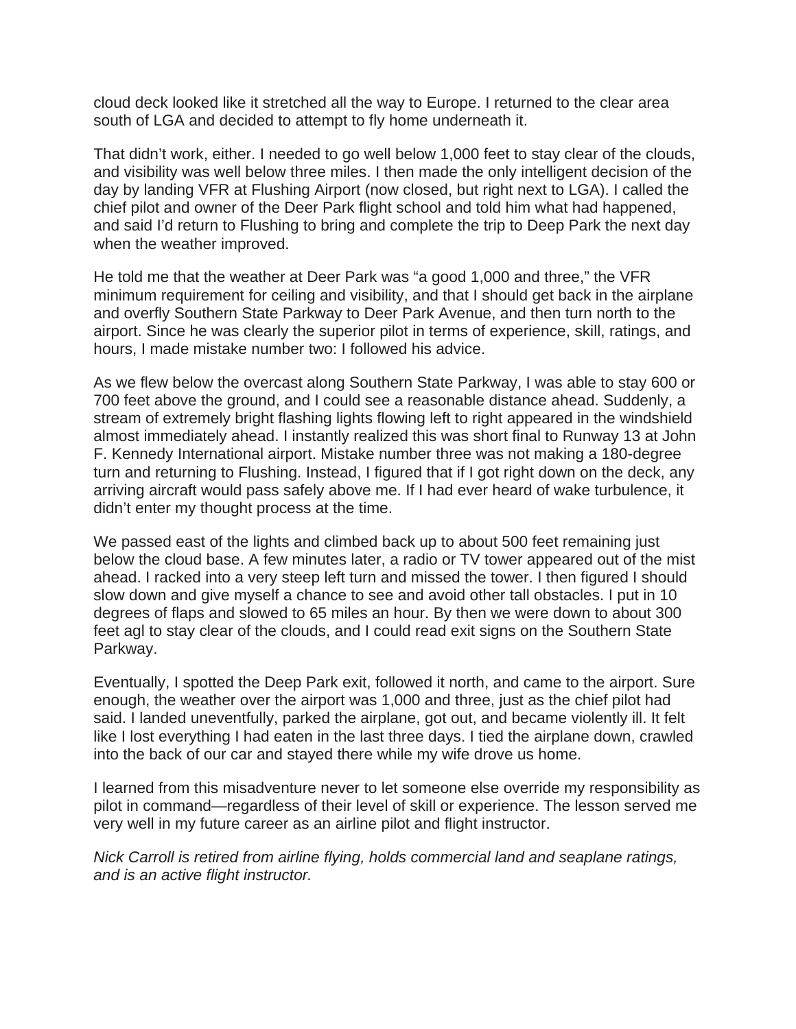cloud deck looked like it stretched all the way to Europe. I returned to the clear area south of LGA and decided to attempt to fly home underneath it.

That didn't work, either. I needed to go well below 1,000 feet to stay clear of the clouds, and visibility was well below three miles. I then made the only intelligent decision of the day by landing VFR at Flushing Airport (now closed, but right next to LGA). I called the chief pilot and owner of the Deer Park flight school and told him what had happened, and said I'd return to Flushing to bring and complete the trip to Deep Park the next day when the weather improved.

He told me that the weather at Deer Park was "a good 1,000 and three," the VFR minimum requirement for ceiling and visibility, and that I should get back in the airplane and overfly Southern State Parkway to Deer Park Avenue, and then turn north to the airport. Since he was clearly the superior pilot in terms of experience, skill, ratings, and hours, I made mistake number two: I followed his advice.

As we flew below the overcast along Southern State Parkway, I was able to stay 600 or 700 feet above the ground, and I could see a reasonable distance ahead. Suddenly, a stream of extremely bright flashing lights flowing left to right appeared in the windshield almost immediately ahead. I instantly realized this was short final to Runway 13 at John F. Kennedy International airport. Mistake number three was not making a 180-degree turn and returning to Flushing. Instead, I figured that if I got right down on the deck, any arriving aircraft would pass safely above me. If I had ever heard of wake turbulence, it didn't enter my thought process at the time.

We passed east of the lights and climbed back up to about 500 feet remaining just below the cloud base. A few minutes later, a radio or TV tower appeared out of the mist ahead. I racked into a very steep left turn and missed the tower. I then figured I should slow down and give myself a chance to see and avoid other tall obstacles. I put in 10 degrees of flaps and slowed to 65 miles an hour. By then we were down to about 300 feet agl to stay clear of the clouds, and I could read exit signs on the Southern State Parkway.

Eventually, I spotted the Deep Park exit, followed it north, and came to the airport. Sure enough, the weather over the airport was 1,000 and three, just as the chief pilot had said. I landed uneventfully, parked the airplane, got out, and became violently ill. It felt like I lost everything I had eaten in the last three days. I tied the airplane down, crawled into the back of our car and stayed there while my wife drove us home.

I learned from this misadventure never to let someone else override my responsibility as pilot in command—regardless of their level of skill or experience. The lesson served me very well in my future career as an airline pilot and flight instructor.

*Nick Carroll is retired from airline flying, holds commercial land and seaplane ratings, and is an active flight instructor.*